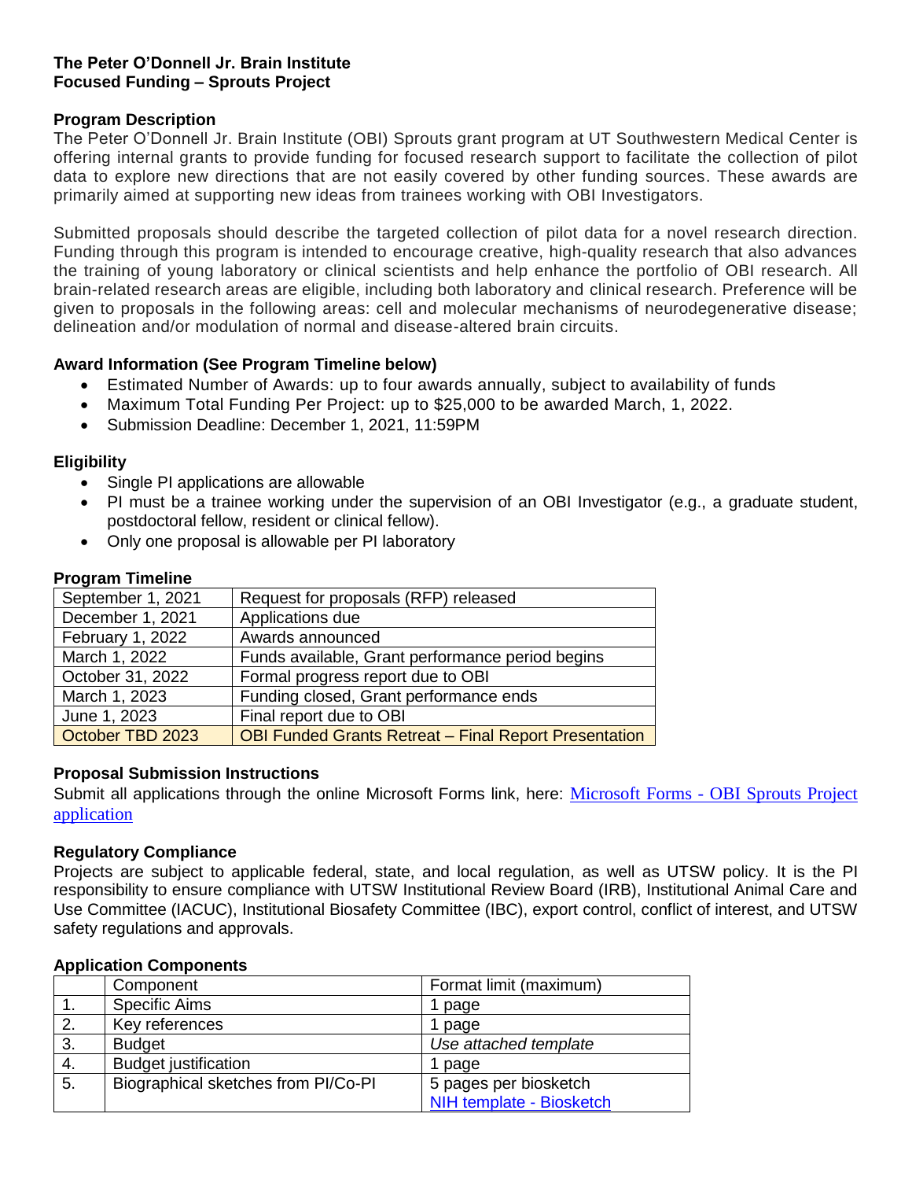**The Peter O'Donnell Jr. Brain Institute**
**Focused Funding – Sprouts Project**

## Program Description

The Peter O'Donnell Jr. Brain Institute (OBI) Sprouts grant program at UT Southwestern Medical Center is offering internal grants to provide funding for focused research support to facilitate the collection of pilot data to explore new directions that are not easily covered by other funding sources. These awards are primarily aimed at supporting new ideas from trainees working with OBI Investigators.

Submitted proposals should describe the targeted collection of pilot data for a novel research direction. Funding through this program is intended to encourage creative, high-quality research that also advances the training of young laboratory or clinical scientists and help enhance the portfolio of OBI research. All brain-related research areas are eligible, including both laboratory and clinical research. Preference will be given to proposals in the following areas: cell and molecular mechanisms of neurodegenerative disease; delineation and/or modulation of normal and disease-altered brain circuits.

## Award Information (See Program Timeline below)

- Estimated Number of Awards: up to four awards annually, subject to availability of funds
- Maximum Total Funding Per Project: up to $25,000 to be awarded March, 1, 2022.
- Submission Deadline: December 1, 2021, 11:59PM

## Eligibility

- Single PI applications are allowable
- PI must be a trainee working under the supervision of an OBI Investigator (e.g., a graduate student, postdoctoral fellow, resident or clinical fellow).
- Only one proposal is allowable per PI laboratory

## Program Timeline

| | |
|---|---|
| September 1, 2021 | Request for proposals (RFP) released |
| December 1, 2021 | Applications due |
| February 1, 2022 | Awards announced |
| March 1, 2022 | Funds available, Grant performance period begins |
| October 31, 2022 | Formal progress report due to OBI |
| March 1, 2023 | Funding closed, Grant performance ends |
| June 1, 2023 | Final report due to OBI |
| October TBD 2023 | OBI Funded Grants Retreat – Final Report Presentation |

## Proposal Submission Instructions

Submit all applications through the online Microsoft Forms link, here: [Microsoft Forms - OBI Sprouts Project application]

## Regulatory Compliance

Projects are subject to applicable federal, state, and local regulation, as well as UTSW policy. It is the PI responsibility to ensure compliance with UTSW Institutional Review Board (IRB), Institutional Animal Care and Use Committee (IACUC), Institutional Biosafety Committee (IBC), export control, conflict of interest, and UTSW safety regulations and approvals.

## Application Components

| | Component | Format limit (maximum) |
|---|---|---|
| 1. | Specific Aims | 1 page |
| 2. | Key references | 1 page |
| 3. | Budget | *Use attached template* |
| 4. | Budget justification | 1 page |
| 5. | Biographical sketches from PI/Co-PI | 5 pages per biosketch<br>NIH template - Biosketch |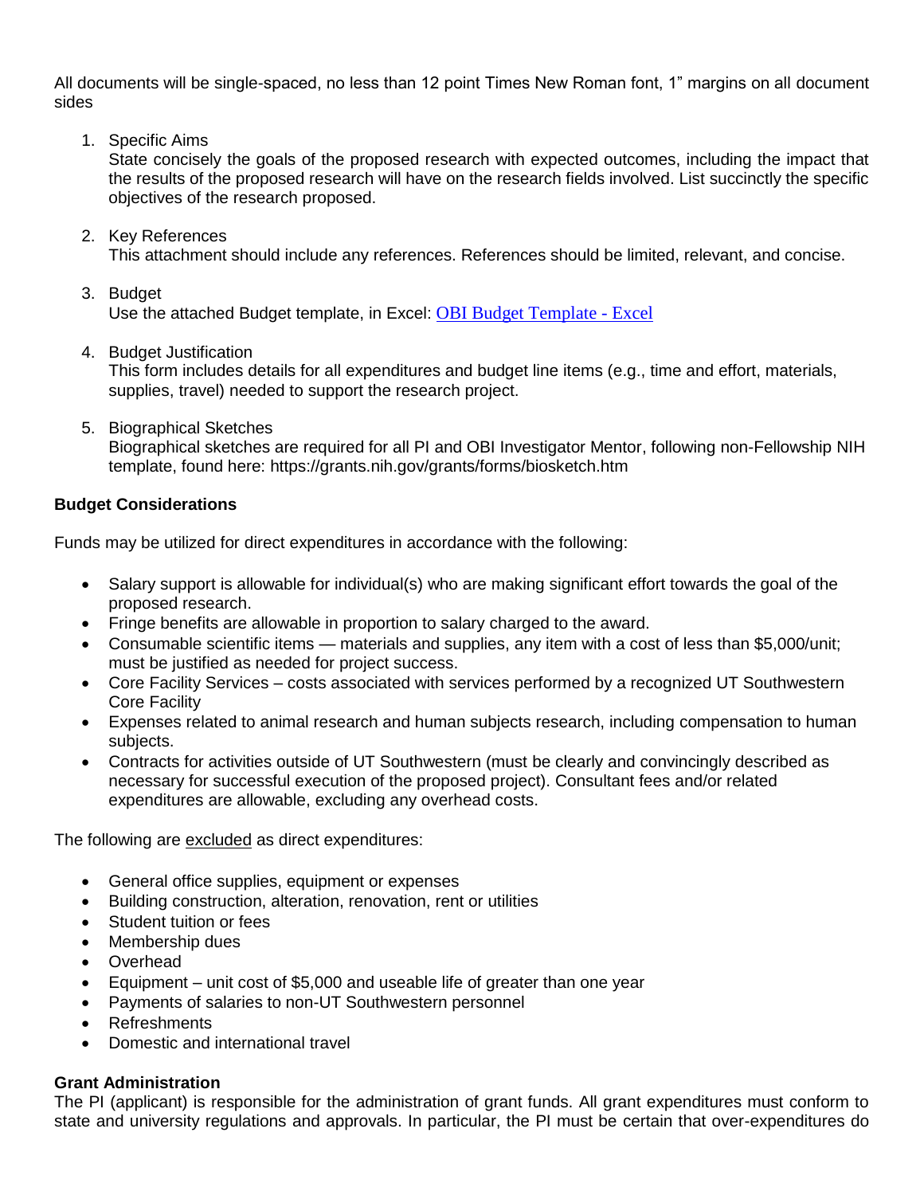All documents will be single-spaced, no less than 12 point Times New Roman font, 1" margins on all document sides

1. Specific Aims
   State concisely the goals of the proposed research with expected outcomes, including the impact that the results of the proposed research will have on the research fields involved. List succinctly the specific objectives of the research proposed.

2. Key References
   This attachment should include any references. References should be limited, relevant, and concise.

3. Budget
   Use the attached Budget template, in Excel: OBI Budget Template - Excel

4. Budget Justification
   This form includes details for all expenditures and budget line items (e.g., time and effort, materials, supplies, travel) needed to support the research project.

5. Biographical Sketches
   Biographical sketches are required for all PI and OBI Investigator Mentor, following non-Fellowship NIH template, found here: https://grants.nih.gov/grants/forms/biosketch.htm

**Budget Considerations**

Funds may be utilized for direct expenditures in accordance with the following:

- Salary support is allowable for individual(s) who are making significant effort towards the goal of the proposed research.
- Fringe benefits are allowable in proportion to salary charged to the award.
- Consumable scientific items — materials and supplies, any item with a cost of less than $5,000/unit; must be justified as needed for project success.
- Core Facility Services – costs associated with services performed by a recognized UT Southwestern Core Facility
- Expenses related to animal research and human subjects research, including compensation to human subjects.
- Contracts for activities outside of UT Southwestern (must be clearly and convincingly described as necessary for successful execution of the proposed project). Consultant fees and/or related expenditures are allowable, excluding any overhead costs.

The following are excluded as direct expenditures:

- General office supplies, equipment or expenses
- Building construction, alteration, renovation, rent or utilities
- Student tuition or fees
- Membership dues
- Overhead
- Equipment – unit cost of $5,000 and useable life of greater than one year
- Payments of salaries to non-UT Southwestern personnel
- Refreshments
- Domestic and international travel

**Grant Administration**

The PI (applicant) is responsible for the administration of grant funds. All grant expenditures must conform to state and university regulations and approvals. In particular, the PI must be certain that over-expenditures do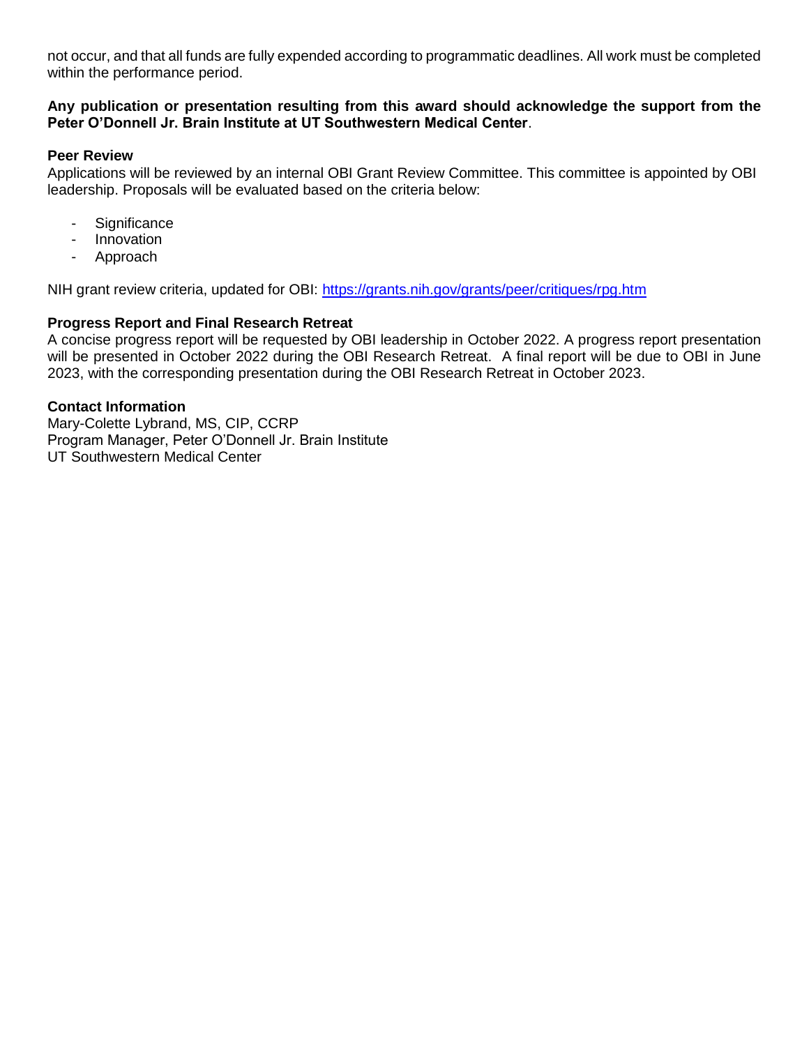not occur, and that all funds are fully expended according to programmatic deadlines. All work must be completed within the performance period.

**Any publication or presentation resulting from this award should acknowledge the support from the Peter O'Donnell Jr. Brain Institute at UT Southwestern Medical Center**.

**Peer Review**

Applications will be reviewed by an internal OBI Grant Review Committee. This committee is appointed by OBI leadership. Proposals will be evaluated based on the criteria below:

- Significance
- Innovation
- Approach

NIH grant review criteria, updated for OBI: https://grants.nih.gov/grants/peer/critiques/rpg.htm

**Progress Report and Final Research Retreat**

A concise progress report will be requested by OBI leadership in October 2022. A progress report presentation will be presented in October 2022 during the OBI Research Retreat. A final report will be due to OBI in June 2023, with the corresponding presentation during the OBI Research Retreat in October 2023.

**Contact Information**

Mary-Colette Lybrand, MS, CIP, CCRP
Program Manager, Peter O'Donnell Jr. Brain Institute
UT Southwestern Medical Center